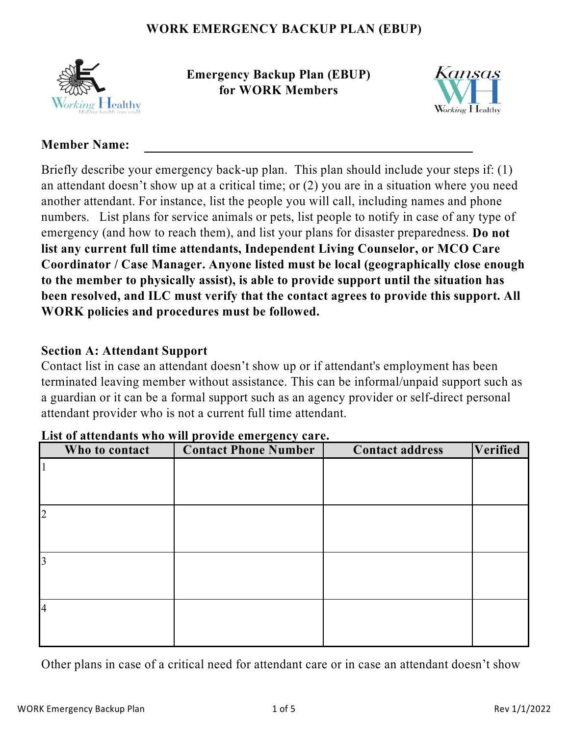# WORK EMERGENCY BACKUP PLAN (EBUP)

**Emergency Backup Plan (EBUP) for WORK Members**

**Member Name:** ______________________________

Briefly describe your emergency back-up plan. This plan should include your steps if: (1) an attendant doesn't show up at a critical time; or (2) you are in a situation where you need another attendant. For instance, list the people you will call, including names and phone numbers. List plans for service animals or pets, list people to notify in case of any type of emergency (and how to reach them), and list your plans for disaster preparedness. **Do not list any current full time attendants, Independent Living Counselor, or MCO Care Coordinator / Case Manager. Anyone listed must be local (geographically close enough to the member to physically assist), is able to provide support until the situation has been resolved, and ILC must verify that the contact agrees to provide this support. All WORK policies and procedures must be followed.**

## Section A: Attendant Support

Contact list in case an attendant doesn't show up or if attendant's employment has been terminated leaving member without assistance. This can be informal/unpaid support such as a guardian or it can be a formal support such as an agency provider or self-direct personal attendant provider who is not a current full time attendant.

**List of attendants who will provide emergency care.**

| Who to contact | Contact Phone Number | Contact address | Verified |
|---|---|---|---|
| 1 | | | |
| 2 | | | |
| 3 | | | |
| 4 | | | |

Other plans in case of a critical need for attendant care or in case an attendant doesn't show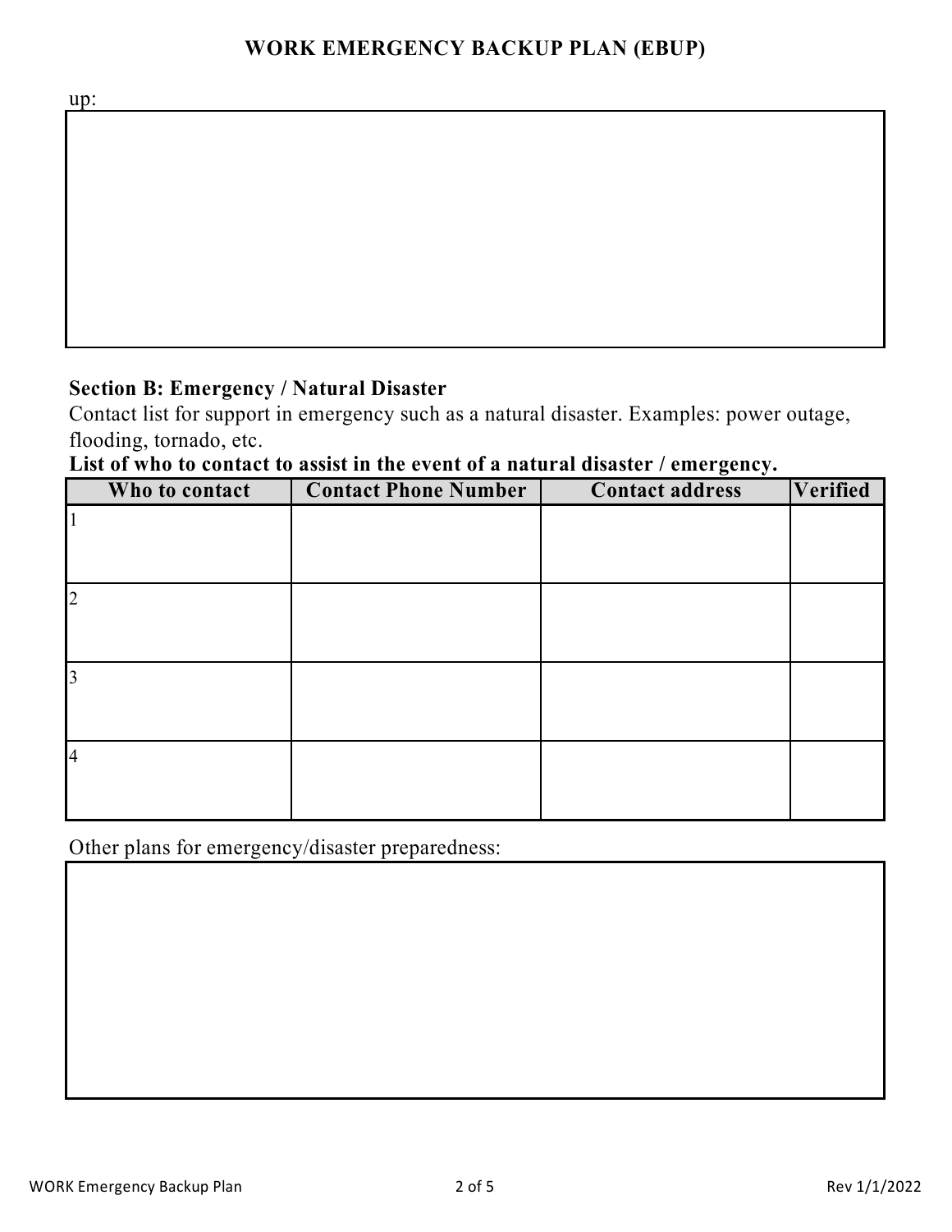up:

## Section B: Emergency / Natural Disaster

Contact list for support in emergency such as a natural disaster. Examples: power outage, flooding, tornado, etc.

**List of who to contact to assist in the event of a natural disaster / emergency.**

| Who to contact | Contact Phone Number | Contact address | Verified |
|---|---|---|---|
| 1 | | | |
| 2 | | | |
| 3 | | | |
| 4 | | | |

Other plans for emergency/disaster preparedness: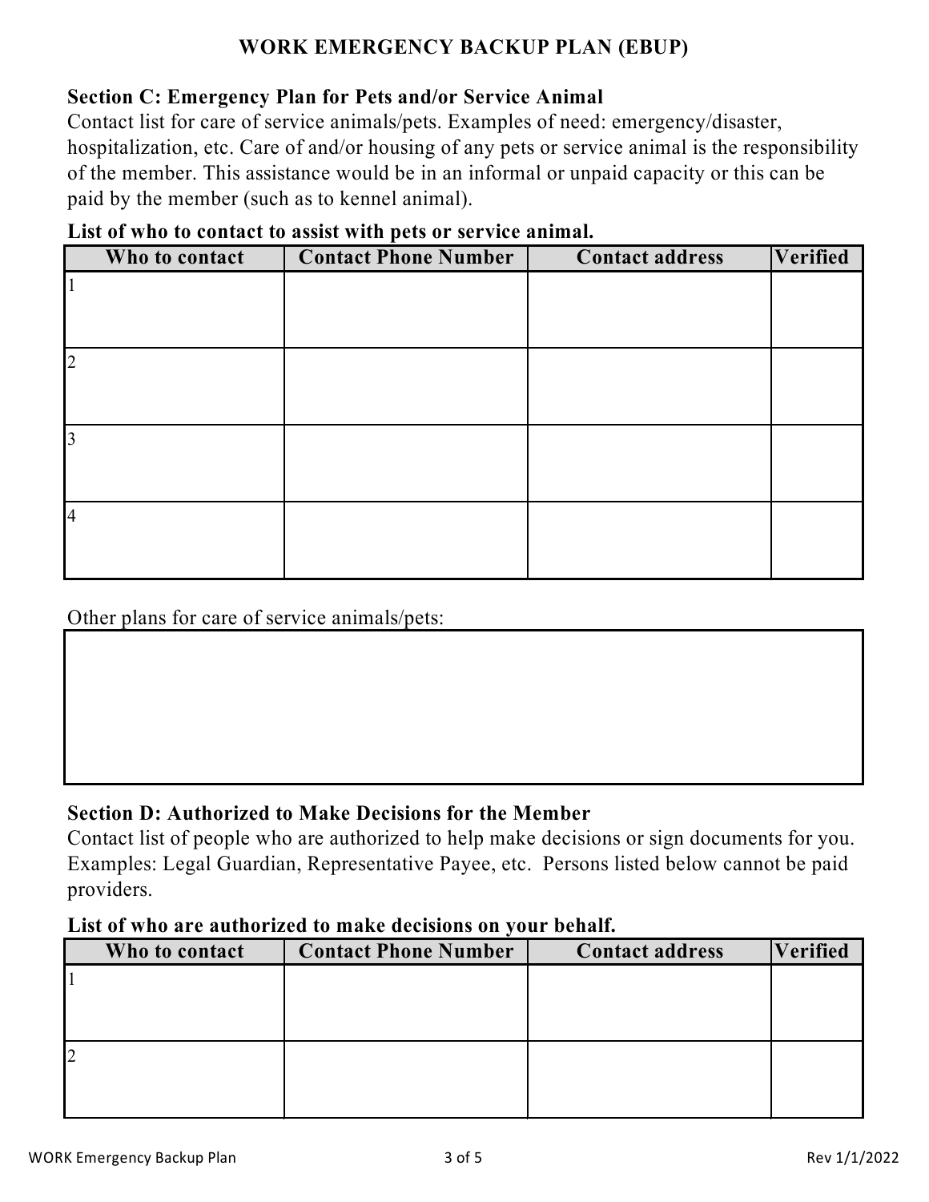# WORK EMERGENCY BACKUP PLAN (EBUP)

## Section C: Emergency Plan for Pets and/or Service Animal

Contact list for care of service animals/pets. Examples of need: emergency/disaster, hospitalization, etc. Care of and/or housing of any pets or service animal is the responsibility of the member. This assistance would be in an informal or unpaid capacity or this can be paid by the member (such as to kennel animal).

**List of who to contact to assist with pets or service animal.**

| Who to contact | Contact Phone Number | Contact address | Verified |
|---|---|---|---|
| 1 | | | |
| 2 | | | |
| 3 | | | |
| 4 | | | |

Other plans for care of service animals/pets:

| |
|---|
| |

## Section D: Authorized to Make Decisions for the Member

Contact list of people who are authorized to help make decisions or sign documents for you. Examples: Legal Guardian, Representative Payee, etc. Persons listed below cannot be paid providers.

**List of who are authorized to make decisions on your behalf.**

| Who to contact | Contact Phone Number | Contact address | Verified |
|---|---|---|---|
| 1 | | | |
| 2 | | | |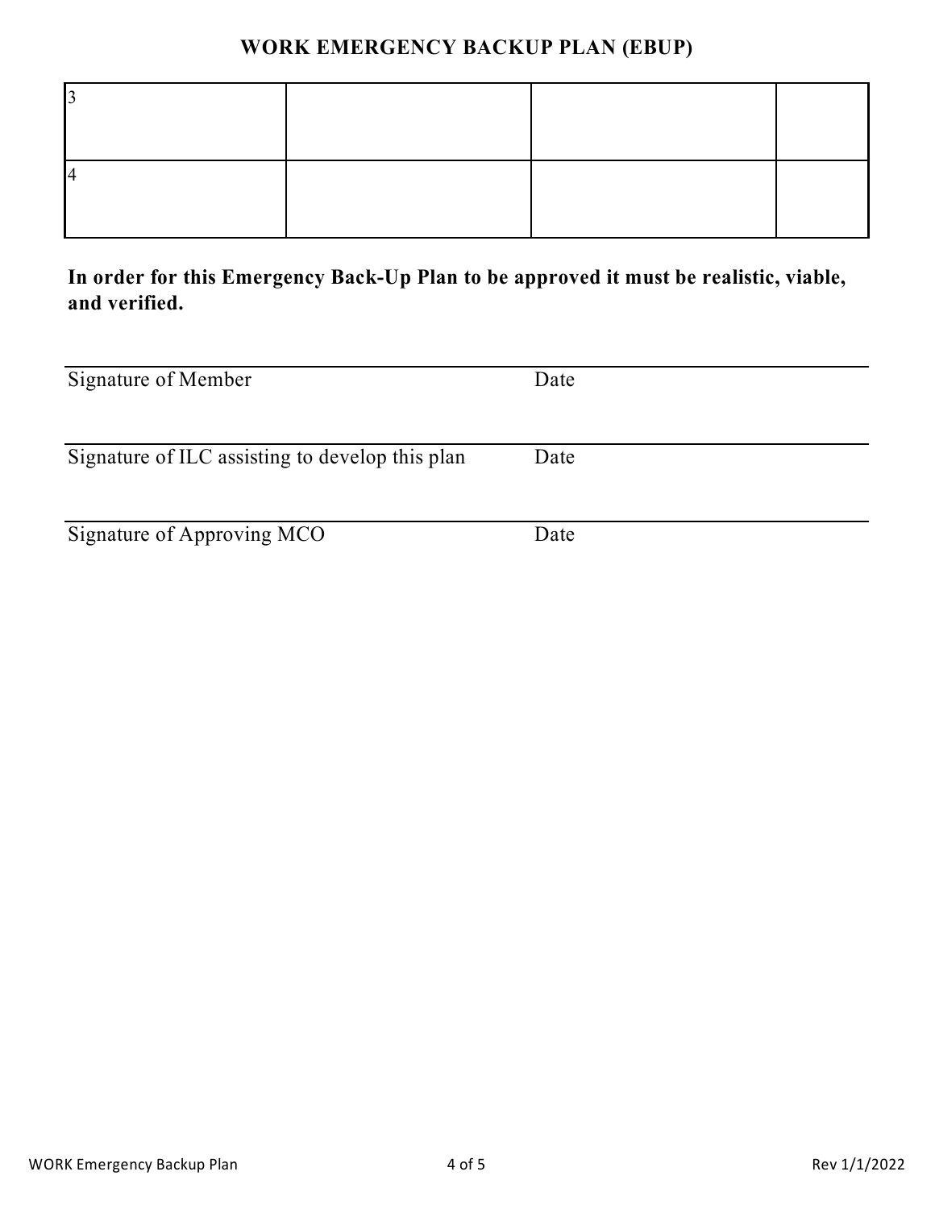| | | | |
|---|---|---|---|
| 3 | | | |
| 4 | | | |

**In order for this Emergency Back-Up Plan to be approved it must be realistic, viable, and verified.**

Signature of Member Date

Signature of ILC assisting to develop this plan Date

Signature of Approving MCO Date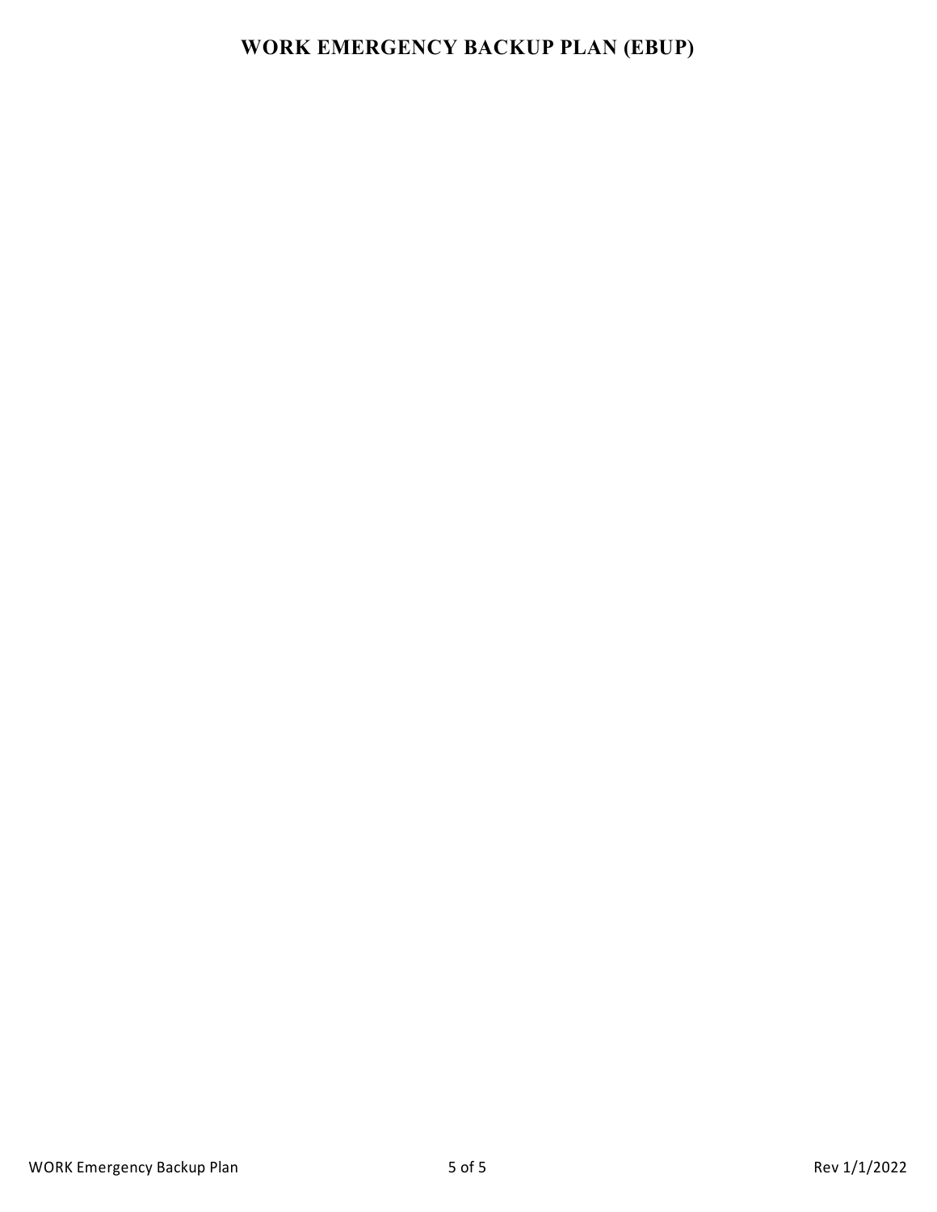# WORK EMERGENCY BACKUP PLAN (EBUP)